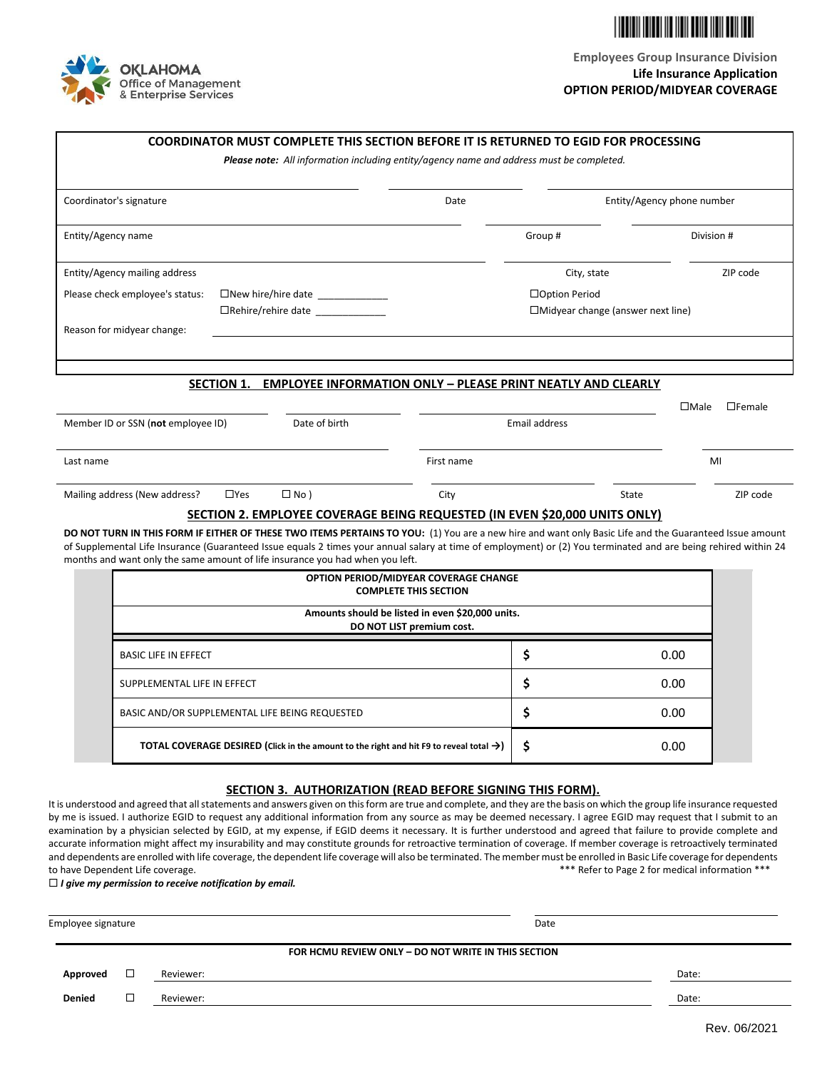OKLAHOMA
Office of Management
& Enterprise Services

**Employees Group Insurance Division**
**Life Insurance Application**
**OPTION PERIOD/MIDYEAR COVERAGE**

## COORDINATOR MUST COMPLETE THIS SECTION BEFORE IT IS RETURNED TO EGID FOR PROCESSING

***Please note:*** *All information including entity/agency name and address must be completed.*

Coordinator's signature ____________ Date ____________ Entity/Agency phone number ____________

Entity/Agency name ____________ Group # ____________ Division # ____________

Entity/Agency mailing address ____________ City, state ____________ ZIP code ____________

Please check employee's status:
☐New hire/hire date _____________
☐Rehire/rehire date _____________
☐Option Period
☐Midyear change (answer next line)

Reason for midyear change: ____________

## SECTION 1. EMPLOYEE INFORMATION ONLY – PLEASE PRINT NEATLY AND CLEARLY

Member ID or SSN (**not** employee ID) ____________ Date of birth ____________ Email address ____________ ☐Male ☐Female

Last name ____________ First name ____________ MI ____________

Mailing address (New address? ☐Yes ☐ No ) ____________ City ____________ State ____________ ZIP code ____________

## SECTION 2. EMPLOYEE COVERAGE BEING REQUESTED (IN EVEN $20,000 UNITS ONLY)

**DO NOT TURN IN THIS FORM IF EITHER OF THESE TWO ITEMS PERTAINS TO YOU:** (1) You are a new hire and want only Basic Life and the Guaranteed Issue amount of Supplemental Life Insurance (Guaranteed Issue equals 2 times your annual salary at time of employment) or (2) You terminated and are being rehired within 24 months and want only the same amount of life insurance you had when you left.

| OPTION PERIOD/MIDYEAR COVERAGE CHANGE<br>COMPLETE THIS SECTION | |
|---|---|
| **Amounts should be listed in even $20,000 units.<br>DO NOT LIST premium cost.** | |
| BASIC LIFE IN EFFECT | $ 0.00 |
| SUPPLEMENTAL LIFE IN EFFECT | $ 0.00 |
| BASIC AND/OR SUPPLEMENTAL LIFE BEING REQUESTED | $ 0.00 |
| **TOTAL COVERAGE DESIRED (Click in the amount to the right and hit F9 to reveal total →)** | $ 0.00 |

## SECTION 3. AUTHORIZATION (READ BEFORE SIGNING THIS FORM).

It is understood and agreed that all statements and answers given on this form are true and complete, and they are the basis on which the group life insurance requested by me is issued. I authorize EGID to request any additional information from any source as may be deemed necessary. I agree EGID may request that I submit to an examination by a physician selected by EGID, at my expense, if EGID deems it necessary. It is further understood and agreed that failure to provide complete and accurate information might affect my insurability and may constitute grounds for retroactive termination of coverage. If member coverage is retroactively terminated and dependents are enrolled with life coverage, the dependent life coverage will also be terminated. The member must be enrolled in Basic Life coverage for dependents to have Dependent Life coverage.

*** Refer to Page 2 for medical information ***

☐ ***I give my permission to receive notification by email.***

Employee signature ____________ Date ____________

**FOR HCMU REVIEW ONLY – DO NOT WRITE IN THIS SECTION**

**Approved** ☐ Reviewer: ____________ Date: ____________

**Denied** ☐ Reviewer: ____________ Date: ____________

Rev. 06/2021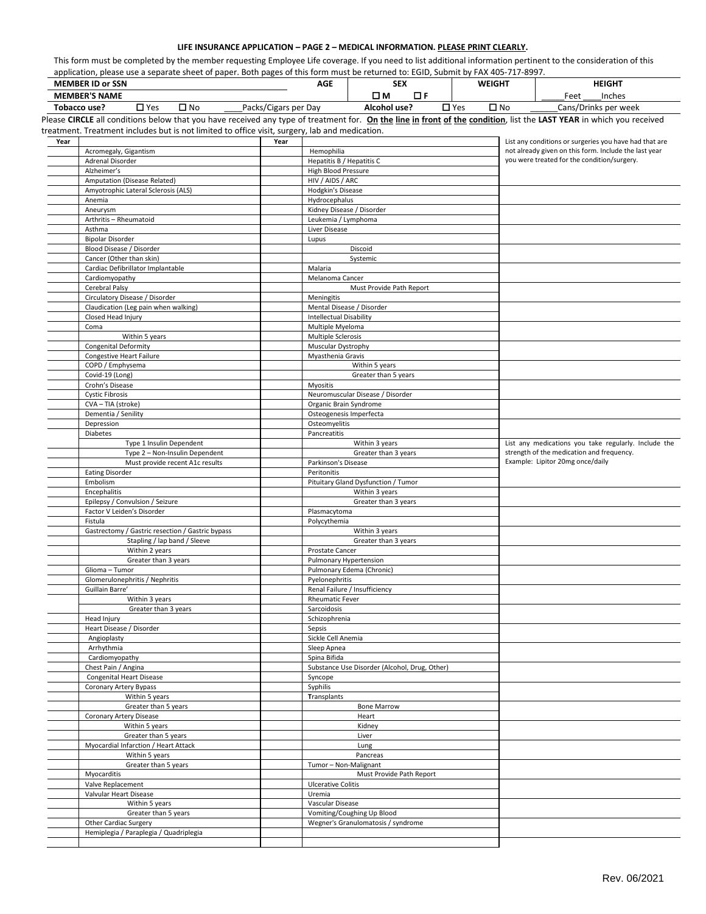**LIFE INSURANCE APPLICATION – PAGE 2 – MEDICAL INFORMATION. PLEASE PRINT CLEARLY.**

This form must be completed by the member requesting Employee Life coverage. If you need to list additional information pertinent to the consideration of this application, please use a separate sheet of paper. Both pages of this form must be returned to: EGID, Submit by FAX 405-717-8997.

| MEMBER ID or SSN | AGE | SEX | WEIGHT | HEIGHT |
|---|---|---|---|---|
| **MEMBER'S NAME** | | ☐ M ☐ F | | _____Feet ____Inches |
| **Tobacco use?** ☐ Yes ☐ No ____Packs/Cigars per Day | | **Alcohol use?** ☐ Yes ☐ No | | ______Cans/Drinks per week |

Please **CIRCLE** all conditions below that you have received any type of treatment for. **On the line in front of the condition**, list the **LAST YEAR** in which you received treatment. Treatment includes but is not limited to office visit, surgery, lab and medication.

| Year | | Year | | |
|---|---|---|---|---|
| | Acromegaly, Gigantism | | Hemophilia | List any conditions or surgeries you have had that are not already given on this form. Include the last year you were treated for the condition/surgery. |
| | Adrenal Disorder | | Hepatitis B / Hepatitis C | |
| | Alzheimer's | | High Blood Pressure | |
| | Amputation (Disease Related) | | HIV / AIDS / ARC | |
| | Amyotrophic Lateral Sclerosis (ALS) | | Hodgkin's Disease | |
| | Anemia | | Hydrocephalus | |
| | Aneurysm | | Kidney Disease / Disorder | |
| | Arthritis – Rheumatoid | | Leukemia / Lymphoma | |
| | Asthma | | Liver Disease | |
| | Bipolar Disorder | | Lupus | |
| | Blood Disease / Disorder | | Discoid | |
| | Cancer (Other than skin) | | Systemic | |
| | Cardiac Defibrillator Implantable | | Malaria | |
| | Cardiomyopathy | | Melanoma Cancer | |
| | Cerebral Palsy | | Must Provide Path Report | |
| | Circulatory Disease / Disorder | | Meningitis | |
| | Claudication (Leg pain when walking) | | Mental Disease / Disorder | |
| | Closed Head Injury | | Intellectual Disability | |
| | Coma | | Multiple Myeloma | |
| | Within 5 years | | Multiple Sclerosis | |
| | Congenital Deformity | | Muscular Dystrophy | |
| | Congestive Heart Failure | | Myasthenia Gravis | |
| | COPD / Emphysema | | Within 5 years | |
| | Covid-19 (Long) | | Greater than 5 years | |
| | Crohn's Disease | | Myositis | |
| | Cystic Fibrosis | | Neuromuscular Disease / Disorder | |
| | CVA – TIA (stroke) | | Organic Brain Syndrome | |
| | Dementia / Senility | | Osteogenesis Imperfecta | |
| | Depression | | Osteomyelitis | |
| | Diabetes | | Pancreatitis | |
| | Type 1 Insulin Dependent | | Within 3 years | List any medications you take regularly. Include the strength of the medication and frequency. Example: Lipitor 20mg once/daily |
| | Type 2 – Non-Insulin Dependent | | Greater than 3 years | |
| | Must provide recent A1c results | | Parkinson's Disease | |
| | Eating Disorder | | Peritonitis | |
| | Embolism | | Pituitary Gland Dysfunction / Tumor | |
| | Encephalitis | | Within 3 years | |
| | Epilepsy / Convulsion / Seizure | | Greater than 3 years | |
| | Factor V Leiden's Disorder | | Plasmacytoma | |
| | Fistula | | Polycythemia | |
| | Gastrectomy / Gastric resection / Gastric bypass | | Within 3 years | |
| | Stapling / lap band / Sleeve | | Greater than 3 years | |
| | Within 2 years | | Prostate Cancer | |
| | Greater than 3 years | | Pulmonary Hypertension | |
| | Glioma – Tumor | | Pulmonary Edema (Chronic) | |
| | Glomerulonephritis / Nephritis | | Pyelonephritis | |
| | Guillain Barre' | | Renal Failure / Insufficiency | |
| | Within 3 years | | Rheumatic Fever | |
| | Greater than 3 years | | Sarcoidosis | |
| | Head Injury | | Schizophrenia | |
| | Heart Disease / Disorder | | Sepsis | |
| | Angioplasty | | Sickle Cell Anemia | |
| | Arrhythmia | | Sleep Apnea | |
| | Cardiomyopathy | | Spina Bifida | |
| | Chest Pain / Angina | | Substance Use Disorder (Alcohol, Drug, Other) | |
| | Congenital Heart Disease | | Syncope | |
| | Coronary Artery Bypass | | Syphilis | |
| | Within 5 years | | Transplants | |
| | Greater than 5 years | | Bone Marrow | |
| | Coronary Artery Disease | | Heart | |
| | Within 5 years | | Kidney | |
| | Greater than 5 years | | Liver | |
| | Myocardial Infarction / Heart Attack | | Lung | |
| | Within 5 years | | Pancreas | |
| | Greater than 5 years | | Tumor – Non-Malignant | |
| | Myocarditis | | Must Provide Path Report | |
| | Valve Replacement | | Ulcerative Colitis | |
| | Valvular Heart Disease | | Uremia | |
| | Within 5 years | | Vascular Disease | |
| | Greater than 5 years | | Vomiting/Coughing Up Blood | |
| | Other Cardiac Surgery | | Wegner's Granulomatosis / syndrome | |
| | Hemiplegia / Paraplegia / Quadriplegia | | | |
| | | | | |

Rev. 06/2021